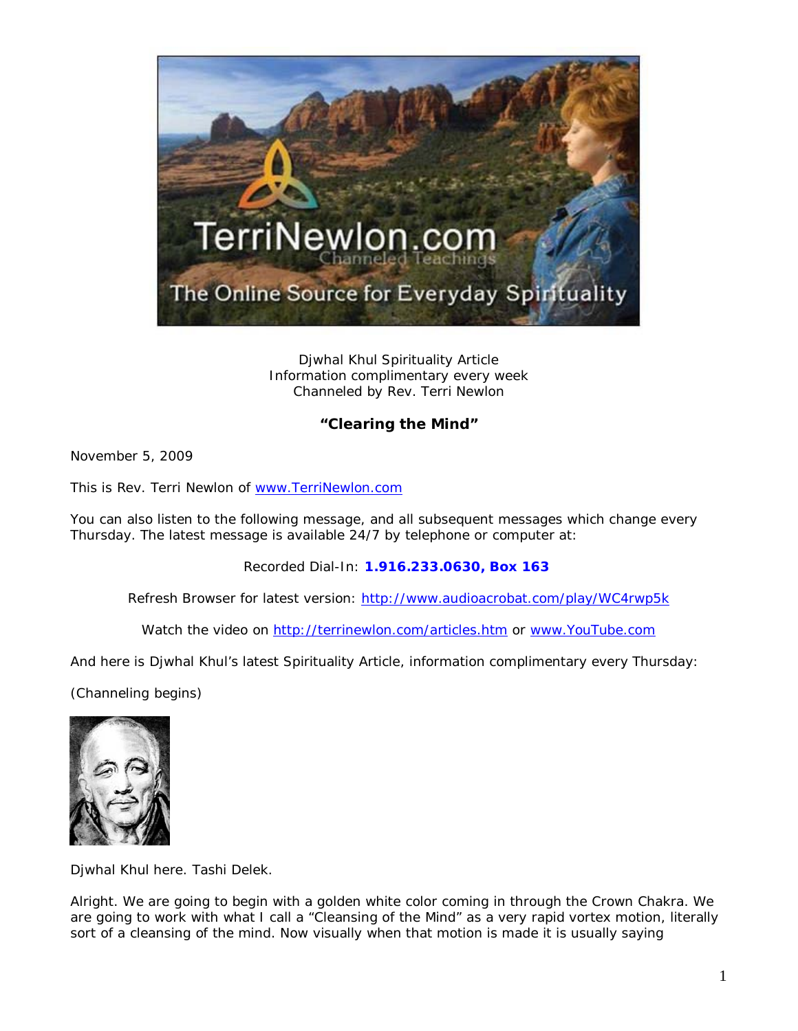Djwhal Khul Spirituality Article
Information complimentary every week
Channeled by Rev. Terri Newlon

**"Clearing the Mind"**

November 5, 2009

This is Rev. Terri Newlon of www.TerriNewlon.com

You can also listen to the following message, and all subsequent messages which change every Thursday. The latest message is available 24/7 by telephone or computer at:

Recorded Dial-In: **1.916.233.0630, Box 163**

Refresh Browser for latest version: http://www.audioacrobat.com/play/WC4rwp5k

Watch the video on http://terrinewlon.com/articles.htm or www.YouTube.com

And here is Djwhal Khul's latest Spirituality Article, information complimentary every Thursday:

(Channeling begins)

Djwhal Khul here. Tashi Delek.

Alright. We are going to begin with a golden white color coming in through the Crown Chakra. We are going to work with what I call a "Cleansing of the Mind" as a very rapid vortex motion, literally sort of a cleansing of the mind. Now visually when that motion is made it is usually saying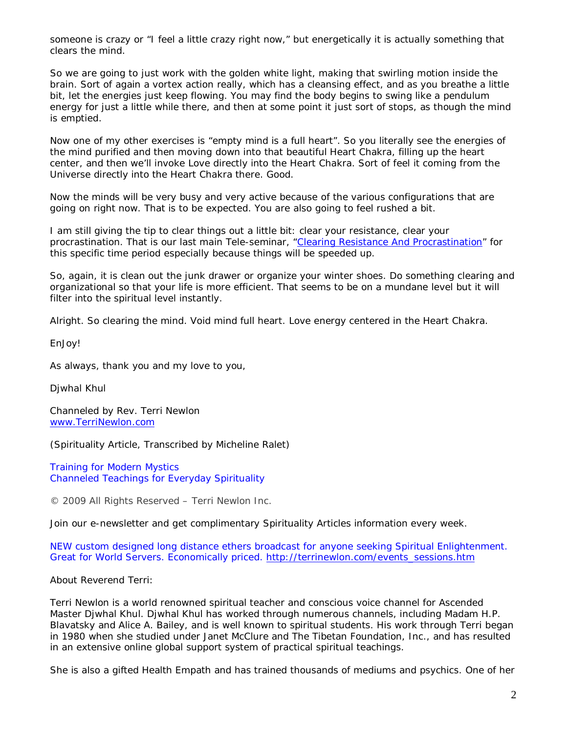someone is crazy or "I feel a little crazy right now," but energetically it is actually something that clears the mind.

So we are going to just work with the golden white light, making that swirling motion inside the brain. Sort of again a vortex action really, which has a cleansing effect, and as you breathe a little bit, let the energies just keep flowing. You may find the body begins to swing like a pendulum energy for just a little while there, and then at some point it just sort of stops, as though the mind is emptied.

Now one of my other exercises is "empty mind is a full heart". So you literally see the energies of the mind purified and then moving down into that beautiful Heart Chakra, filling up the heart center, and then we'll invoke Love directly into the Heart Chakra. Sort of feel it coming from the Universe directly into the Heart Chakra there. Good.

Now the minds will be very busy and very active because of the various configurations that are going on right now. That is to be expected. You are also going to feel rushed a bit.

I am still giving the tip to clear things out a little bit: clear your resistance, clear your procrastination. That is our last main Tele-seminar, "Clearing Resistance And Procrastination" for this specific time period especially because things will be speeded up.

So, again, it is clean out the junk drawer or organize your winter shoes. Do something clearing and organizational so that your life is more efficient. That seems to be on a mundane level but it will filter into the spiritual level instantly.

Alright. So clearing the mind. Void mind full heart. Love energy centered in the Heart Chakra.

EnJoy!

As always, thank you and my love to you,

Djwhal Khul

Channeled by Rev. Terri Newlon
www.TerriNewlon.com

(Spirituality Article, Transcribed by Micheline Ralet)

Training for Modern Mystics
Channeled Teachings for Everyday Spirituality

© 2009 All Rights Reserved – Terri Newlon Inc.

Join our e-newsletter and get complimentary Spirituality Articles information every week.

NEW custom designed long distance ethers broadcast for anyone seeking Spiritual Enlightenment. Great for World Servers. Economically priced. http://terrinewlon.com/events_sessions.htm

About Reverend Terri:

Terri Newlon is a world renowned spiritual teacher and conscious voice channel for Ascended Master Djwhal Khul. Djwhal Khul has worked through numerous channels, including Madam H.P. Blavatsky and Alice A. Bailey, and is well known to spiritual students. His work through Terri began in 1980 when she studied under Janet McClure and The Tibetan Foundation, Inc., and has resulted in an extensive online global support system of practical spiritual teachings.

She is also a gifted Health Empath and has trained thousands of mediums and psychics. One of her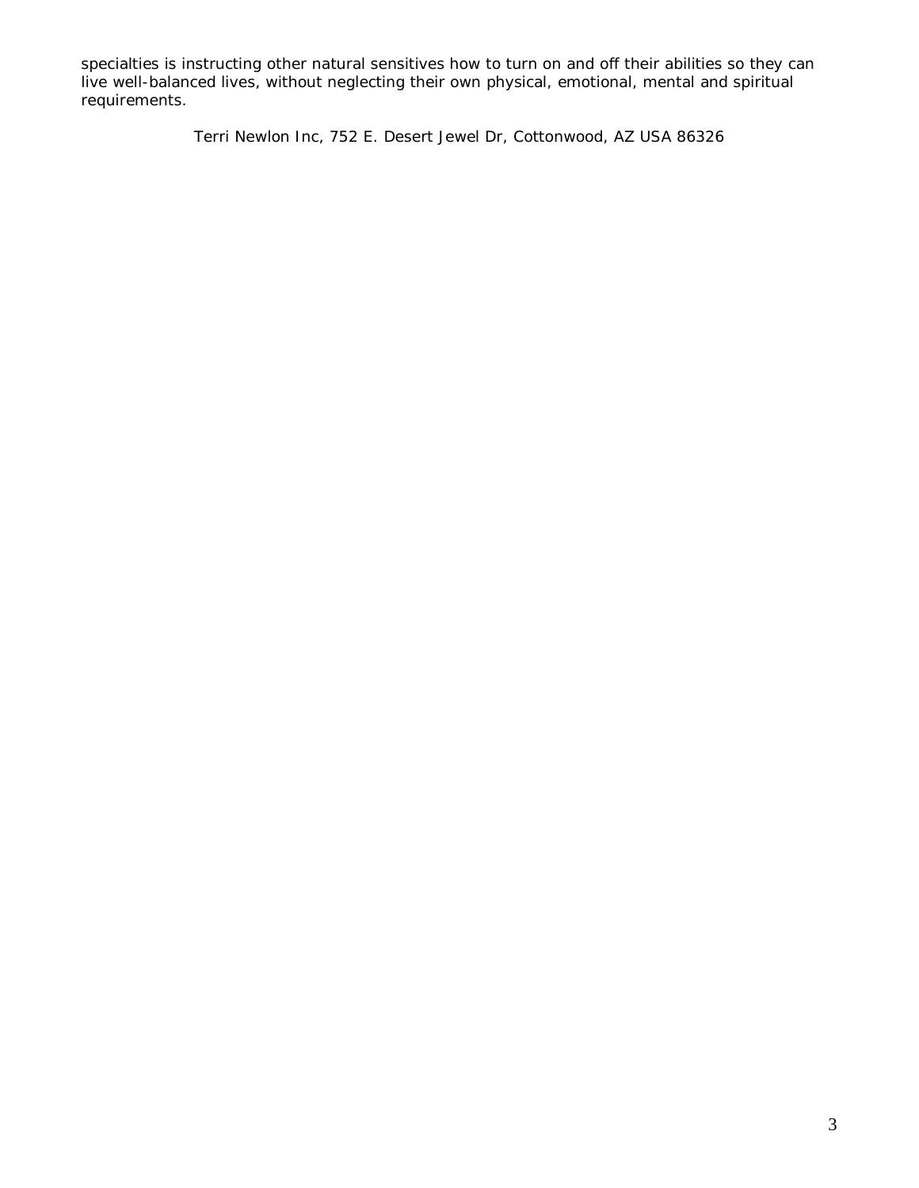specialties is instructing other natural sensitives how to turn on and off their abilities so they can live well-balanced lives, without neglecting their own physical, emotional, mental and spiritual requirements.

Terri Newlon Inc, 752 E. Desert Jewel Dr, Cottonwood, AZ USA 86326